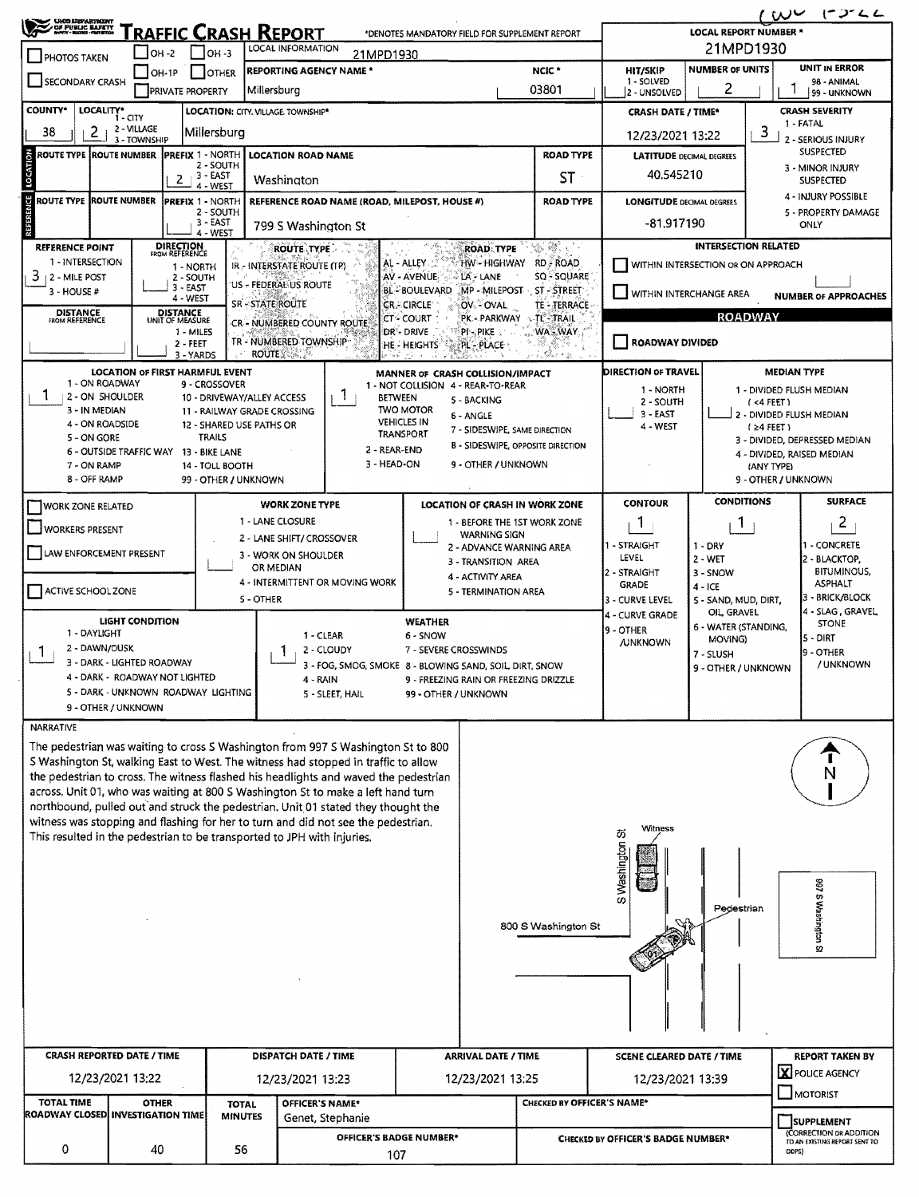# TRAFFIC CRASH REPORT

OHIO DEPARTMENT OF PUBLIC SAFETY

*DENOTES MANDATORY FIELD FOR SUPPLEMENT REPORT

LOCAL REPORT NUMBER *: 21MPD1930

| | |
|---|---|
| PHOTOS TAKEN | ☐ |
| SECONDARY CRASH | ☐ |
| OH -2 / OH -3 / OH-1P / OTHER / PRIVATE PROPERTY | ☐ |
| LOCAL INFORMATION | 21MPD1930 |
| REPORTING AGENCY NAME * | Millersburg |
| NCIC * | 03801 |
| HIT/SKIP (1 - SOLVED, 2 - UNSOLVED) | |
| NUMBER OF UNITS | 2 |
| UNIT IN ERROR (98 - ANIMAL, 99 - UNKNOWN) | 1 |

| COUNTY* | LOCALITY* (1 - CITY, 2 - VILLAGE, 3 - TOWNSHIP) | LOCATION: CITY, VILLAGE, TOWNSHIP* | CRASH DATE / TIME* | CRASH SEVERITY (1 - FATAL, 2 - SERIOUS INJURY SUSPECTED, 3 - MINOR INJURY SUSPECTED, 4 - INJURY POSSIBLE, 5 - PROPERTY DAMAGE ONLY) |
|---|---|---|---|---|
| 38 | 2 | Millersburg | 12/23/2021 13:22 | 3 |

## LOCATION

| ROUTE TYPE | ROUTE NUMBER | PREFIX (1 - NORTH, 2 - SOUTH, 3 - EAST, 4 - WEST) | LOCATION ROAD NAME | ROAD TYPE | LATITUDE DECIMAL DEGREES |
|---|---|---|---|---|---|
| | | 2 | Washington | ST | 40.545210 |

## REFERENCE

| ROUTE TYPE | ROUTE NUMBER | PREFIX | REFERENCE ROAD NAME (ROAD, MILEPOST, HOUSE #) | ROAD TYPE | LONGITUDE DECIMAL DEGREES |
|---|---|---|---|---|---|
| | | | 799 S Washington St | | -81.917190 |

REFERENCE POINT (1 - INTERSECTION, 2 - MILE POST, 3 - HOUSE #): 3

DIRECTION FROM REFERENCE (1 - NORTH, 2 - SOUTH, 3 - EAST, 4 - WEST):

DISTANCE FROM REFERENCE:

DISTANCE UNIT OF MEASURE (1 - MILES, 2 - FEET, 3 - YARDS):

ROUTE TYPE: IR - INTERSTATE ROUTE (TP), US - FEDERAL US ROUTE, SR - STATE ROUTE, CR - NUMBERED COUNTY ROUTE, TR - NUMBERED TOWNSHIP ROUTE

ROAD TYPE: AL - ALLEY, AV - AVENUE, BL - BOULEVARD, CR - CIRCLE, CT - COURT, DR - DRIVE, HE - HEIGHTS, HW - HIGHWAY, LA - LANE, MP - MILEPOST, OV - OVAL, PK - PARKWAY, PI - PIKE, PL - PLACE, RD - ROAD, SQ - SQUARE, ST - STREET, TE - TERRACE, TL - TRAIL, WA - WAY

INTERSECTION RELATED: ☐ WITHIN INTERSECTION OR ON APPROACH ☐ WITHIN INTERCHANGE AREA — NUMBER OF APPROACHES:

ROADWAY: ☐ ROADWAY DIVIDED

LOCATION OF FIRST HARMFUL EVENT: 1
(1 - ON ROADWAY, 2 - ON SHOULDER, 3 - IN MEDIAN, 4 - ON ROADSIDE, 5 - ON GORE, 6 - OUTSIDE TRAFFIC WAY, 7 - ON RAMP, 8 - OFF RAMP, 9 - CROSSOVER, 10 - DRIVEWAY/ALLEY ACCESS, 11 - RAILWAY GRADE CROSSING, 12 - SHARED USE PATHS OR TRAILS, 13 - BIKE LANE, 14 - TOLL BOOTH, 99 - OTHER / UNKNOWN)

MANNER OF CRASH COLLISION/IMPACT: 1
(1 - NOT COLLISION BETWEEN TWO MOTOR VEHICLES IN TRANSPORT, 2 - REAR-END, 3 - HEAD-ON, 4 - REAR-TO-REAR, 5 - BACKING, 6 - ANGLE, 7 - SIDESWIPE, SAME DIRECTION, 8 - SIDESWIPE, OPPOSITE DIRECTION, 9 - OTHER / UNKNOWN)

DIRECTION OF TRAVEL (1 - NORTH, 2 - SOUTH, 3 - EAST, 4 - WEST):

MEDIAN TYPE: (1 - DIVIDED FLUSH MEDIAN (<4 FEET), 2 - DIVIDED FLUSH MEDIAN (≥4 FEET), 3 - DIVIDED, DEPRESSED MEDIAN, 4 - DIVIDED, RAISED MEDIAN (ANY TYPE), 9 - OTHER / UNKNOWN)

☐ WORK ZONE RELATED ☐ WORKERS PRESENT ☐ LAW ENFORCEMENT PRESENT ☐ ACTIVE SCHOOL ZONE

WORK ZONE TYPE: (1 - LANE CLOSURE, 2 - LANE SHIFT/ CROSSOVER, 3 - WORK ON SHOULDER OR MEDIAN, 4 - INTERMITTENT OR MOVING WORK, 5 - OTHER)

LOCATION OF CRASH IN WORK ZONE: (1 - BEFORE THE 1ST WORK ZONE WARNING SIGN, 2 - ADVANCE WARNING AREA, 3 - TRANSITION AREA, 4 - ACTIVITY AREA, 5 - TERMINATION AREA)

| CONTOUR | CONDITIONS | SURFACE |
|---|---|---|
| 1 | 1 | 2 |

CONTOUR: 1 - STRAIGHT LEVEL, 2 - STRAIGHT GRADE, 3 - CURVE LEVEL, 4 - CURVE GRADE, 9 - OTHER /UNKNOWN

CONDITIONS: 1 - DRY, 2 - WET, 3 - SNOW, 4 - ICE, 5 - SAND, MUD, DIRT, OIL, GRAVEL, 6 - WATER (STANDING, MOVING), 7 - SLUSH, 9 - OTHER / UNKNOWN

SURFACE: 1 - CONCRETE, 2 - BLACKTOP, BITUMINOUS, ASPHALT, 3 - BRICK/BLOCK, 4 - SLAG, GRAVEL, STONE, 5 - DIRT, 9 - OTHER / UNKNOWN

LIGHT CONDITION: 1
(1 - DAYLIGHT, 2 - DAWN/DUSK, 3 - DARK - LIGHTED ROADWAY, 4 - DARK - ROADWAY NOT LIGHTED, 5 - DARK - UNKNOWN ROADWAY LIGHTING, 9 - OTHER / UNKNOWN)

WEATHER: 1
(1 - CLEAR, 2 - CLOUDY, 3 - FOG, SMOG, SMOKE, 4 - RAIN, 5 - SLEET, HAIL, 6 - SNOW, 7 - SEVERE CROSSWINDS, 8 - BLOWING SAND, SOIL, DIRT, SNOW, 9 - FREEZING RAIN OR FREEZING DRIZZLE, 99 - OTHER / UNKNOWN)

## NARRATIVE

The pedestrian was waiting to cross S Washington from 997 S Washington St to 800 S Washington St, walking East to West. The witness had stopped in traffic to allow the pedestrian to cross. The witness flashed his headlights and waved the pedestrian across. Unit 01, who was waiting at 800 S Washington St to make a left hand turn northbound, pulled out and struck the pedestrian. Unit 01 stated they thought the witness was stopping and flashing for her to turn and did not see the pedestrian. This resulted in the pedestrian to be transported to JPH with injuries.

Diagram labels: N, S Washington St, Witness, Pedestrian, 800 S Washington St, 997 S Washington St, 01

| CRASH REPORTED DATE / TIME | DISPATCH DATE / TIME | ARRIVAL DATE / TIME | SCENE CLEARED DATE / TIME | REPORT TAKEN BY |
|---|---|---|---|---|
| 12/23/2021 13:22 | 12/23/2021 13:23 | 12/23/2021 13:25 | 12/23/2021 13:39 | ☒ POLICE AGENCY ☐ MOTORIST |

| TOTAL TIME ROADWAY CLOSED | OTHER INVESTIGATION TIME | TOTAL MINUTES | OFFICER'S NAME* | OFFICER'S BADGE NUMBER* | CHECKED BY OFFICER'S NAME* | CHECKED BY OFFICER'S BADGE NUMBER* | SUPPLEMENT (CORRECTION OR ADDITION TO AN EXISTING REPORT SENT TO ODPS) |
|---|---|---|---|---|---|---|---|
| 0 | 40 | 56 | Genet, Stephanie | 107 | | | ☐ |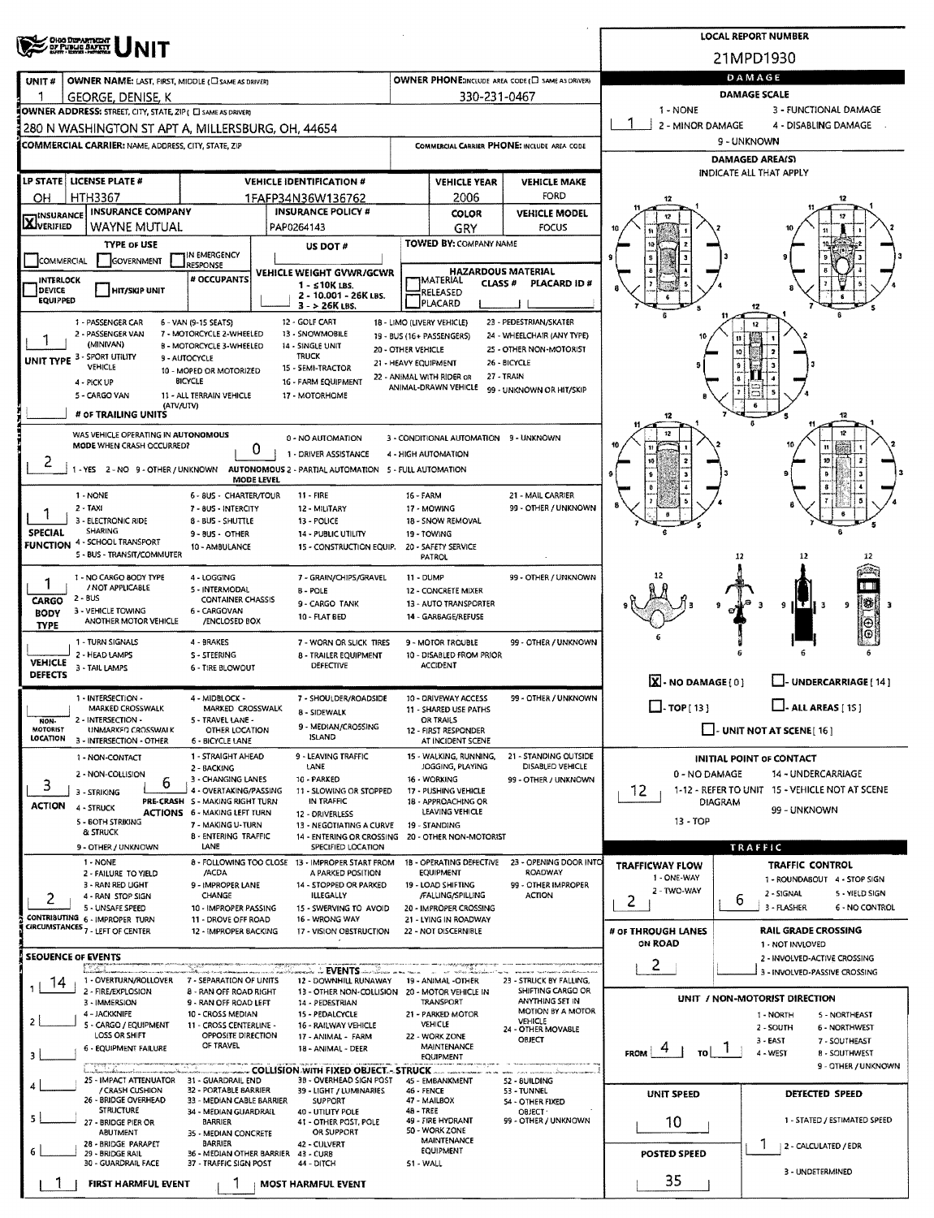# OHIO DEPARTMENT OF PUBLIC SAFETY UNIT

**LOCAL REPORT NUMBER:** 21MPD1930

| UNIT # | OWNER NAME: LAST, FIRST, MIDDLE (☐ SAME AS DRIVER) | OWNER PHONE: INCLUDE AREA CODE (☐ SAME AS DRIVER) |
|---|---|---|
| 1 | GEORGE, DENISE, K | 330-231-0467 |

**OWNER ADDRESS:** STREET, CITY, STATE, ZIP (☐ SAME AS DRIVER)
280 N WASHINGTON ST APT A, MILLERSBURG, OH, 44654

**COMMERCIAL CARRIER:** NAME, ADDRESS, CITY, STATE, ZIP — **COMMERCIAL CARRIER PHONE:** INCLUDE AREA CODE

| LP STATE | LICENSE PLATE # | VEHICLE IDENTIFICATION # | VEHICLE YEAR | VEHICLE MAKE |
|---|---|---|---|---|
| OH | HTH3367 | 1FAFP34N36W136762 | 2006 | FORD |

| INSURANCE VERIFIED | INSURANCE COMPANY | INSURANCE POLICY # | COLOR | VEHICLE MODEL |
|---|---|---|---|---|
| X | WAYNE MUTUAL | PAP0264143 | GRY | FOCUS |

**TYPE OF USE:** ☐ COMMERCIAL ☐ GOVERNMENT ☐ IN EMERGENCY RESPONSE
**US DOT #:**
**TOWED BY:** COMPANY NAME
☐ INTERLOCK DEVICE EQUIPPED ☐ HIT/SKIP UNIT
**# OCCUPANTS:**
**VEHICLE WEIGHT GVWR/GCWR:** 1 - ≤10K LBS. 2 - 10.001 - 26K LBS. 3 - > 26K LBS.
**HAZARDOUS MATERIAL:** ☐ MATERIAL RELEASED ☐ PLACARD — CLASS # — PLACARD ID #

**UNIT TYPE:** 1
1 - PASSENGER CAR, 2 - PASSENGER VAN (MINIVAN), 3 - SPORT UTILITY VEHICLE, 4 - PICK UP, 5 - CARGO VAN, 6 - VAN (9-15 SEATS), 7 - MOTORCYCLE 2-WHEELED, 8 - MOTORCYCLE 3-WHEELED, 9 - AUTOCYCLE, 10 - MOPED OR MOTORIZED BICYCLE, 11 - ALL TERRAIN VEHICLE (ATV/UTV), 12 - GOLF CART, 13 - SNOWMOBILE, 14 - SINGLE UNIT TRUCK, 15 - SEMI-TRACTOR, 16 - FARM EQUIPMENT, 17 - MOTORHOME, 18 - LIMO (LIVERY VEHICLE), 19 - BUS (16+ PASSENGERS), 20 - OTHER VEHICLE, 21 - HEAVY EQUIPMENT, 22 - ANIMAL WITH RIDER OR ANIMAL-DRAWN VEHICLE, 23 - PEDESTRIAN/SKATER, 24 - WHEELCHAIR (ANY TYPE), 25 - OTHER NON-MOTORIST, 26 - BICYCLE, 27 - TRAIN, 99 - UNKNOWN OR HIT/SKIP

**# OF TRAILING UNITS:**

**WAS VEHICLE OPERATING IN AUTONOMOUS MODE WHEN CRASH OCCURRED?** 2
1 - YES 2 - NO 9 - OTHER / UNKNOWN

**AUTONOMOUS MODE LEVEL:** 0
0 - NO AUTOMATION, 1 - DRIVER ASSISTANCE, 2 - PARTIAL AUTOMATION, 3 - CONDITIONAL AUTOMATION, 4 - HIGH AUTOMATION, 5 - FULL AUTOMATION, 9 - UNKNOWN

**SPECIAL FUNCTION:** 1
1 - NONE, 2 - TAXI, 3 - ELECTRONIC RIDE SHARING, 4 - SCHOOL TRANSPORT, 5 - BUS - TRANSIT/COMMUTER, 6 - BUS - CHARTER/TOUR, 7 - BUS - INTERCITY, 8 - BUS - SHUTTLE, 9 - BUS - OTHER, 10 - AMBULANCE, 11 - FIRE, 12 - MILITARY, 13 - POLICE, 14 - PUBLIC UTILITY, 15 - CONSTRUCTION EQUIP., 16 - FARM, 17 - MOWING, 18 - SNOW REMOVAL, 19 - TOWING, 20 - SAFETY SERVICE PATROL, 21 - MAIL CARRIER, 99 - OTHER / UNKNOWN

**CARGO BODY TYPE:** 1
1 - NO CARGO BODY TYPE / NOT APPLICABLE, 2 - BUS, 3 - VEHICLE TOWING ANOTHER MOTOR VEHICLE, 4 - LOGGING, 5 - INTERMODAL CONTAINER CHASSIS, 6 - CARGOVAN /ENCLOSED BOX, 7 - GRAIN/CHIPS/GRAVEL, 8 - POLE, 9 - CARGO TANK, 10 - FLAT BED, 11 - DUMP, 12 - CONCRETE MIXER, 13 - AUTO TRANSPORTER, 14 - GARBAGE/REFUSE, 99 - OTHER / UNKNOWN

**VEHICLE DEFECTS:**
1 - TURN SIGNALS, 2 - HEAD LAMPS, 3 - TAIL LAMPS, 4 - BRAKES, 5 - STEERING, 6 - TIRE BLOWOUT, 7 - WORN OR SLICK TIRES, 8 - TRAILER EQUIPMENT DEFECTIVE, 9 - MOTOR TROUBLE, 10 - DISABLED FROM PRIOR ACCIDENT, 99 - OTHER / UNKNOWN

**NON-MOTORIST LOCATION:**
1 - INTERSECTION - MARKED CROSSWALK, 2 - INTERSECTION - UNMARKED CROSSWALK, 3 - INTERSECTION - OTHER, 4 - MIDBLOCK - MARKED CROSSWALK, 5 - TRAVEL LANE - OTHER LOCATION, 6 - BICYCLE LANE, 7 - SHOULDER/ROADSIDE, 8 - SIDEWALK, 9 - MEDIAN/CROSSING ISLAND, 10 - DRIVEWAY ACCESS, 11 - SHARED USE PATHS OR TRAILS, 12 - FIRST RESPONDER AT INCIDENT SCENE, 99 - OTHER / UNKNOWN

**ACTION:** 3
1 - NON-CONTACT, 2 - NON-COLLISION, 3 - STRIKING, 4 - STRUCK, 5 - BOTH STRIKING & STRUCK, 9 - OTHER / UNKNOWN

**PRE-CRASH ACTIONS:** 6
1 - STRAIGHT AHEAD, 2 - BACKING, 3 - CHANGING LANES, 4 - OVERTAKING/PASSING, 5 - MAKING RIGHT TURN, 6 - MAKING LEFT TURN, 7 - MAKING U-TURN, 8 - ENTERING TRAFFIC LANE, 9 - LEAVING TRAFFIC LANE, 10 - PARKED, 11 - SLOWING OR STOPPED IN TRAFFIC, 12 - DRIVERLESS, 13 - NEGOTIATING A CURVE, 14 - ENTERING OR CROSSING SPECIFIED LOCATION, 15 - WALKING, RUNNING, JOGGING, PLAYING, 16 - WORKING, 17 - PUSHING VEHICLE, 18 - APPROACHING OR LEAVING VEHICLE, 19 - STANDING, 20 - OTHER NON-MOTORIST, 21 - STANDING OUTSIDE DISABLED VEHICLE, 99 - OTHER / UNKNOWN

**CONTRIBUTING CIRCUMSTANCES:** 2
1 - NONE, 2 - FAILURE TO YIELD, 3 - RAN RED LIGHT, 4 - RAN STOP SIGN, 5 - UNSAFE SPEED, 6 - IMPROPER TURN, 7 - LEFT OF CENTER, 8 - FOLLOWING TOO CLOSE /ACDA, 9 - IMPROPER LANE CHANGE, 10 - IMPROPER PASSING, 11 - DROVE OFF ROAD, 12 - IMPROPER BACKING, 13 - IMPROPER START FROM A PARKED POSITION, 14 - STOPPED OR PARKED ILLEGALLY, 15 - SWERVING TO AVOID, 16 - WRONG WAY, 17 - VISION OBSTRUCTION, 18 - OPERATING DEFECTIVE EQUIPMENT, 19 - LOAD SHIFTING /FALLING/SPILLING, 20 - IMPROPER CROSSING, 21 - LYING IN ROADWAY, 22 - NOT DISCERNIBLE, 23 - OPENING DOOR INTO ROADWAY, 99 - OTHER IMPROPER ACTION

## SEQUENCE OF EVENTS

| # | Event |
|---|---|
| 1 | 14 |
| 2 | |
| 3 | |
| 4 | |
| 5 | |
| 6 | |

**EVENTS:** 1 - OVERTURN/ROLLOVER, 2 - FIRE/EXPLOSION, 3 - IMMERSION, 4 - JACKKNIFE, 5 - CARGO / EQUIPMENT LOSS OR SHIFT, 6 - EQUIPMENT FAILURE, 7 - SEPARATION OF UNITS, 8 - RAN OFF ROAD RIGHT, 9 - RAN OFF ROAD LEFT, 10 - CROSS MEDIAN, 11 - CROSS CENTERLINE - OPPOSITE DIRECTION OF TRAVEL, 12 - DOWNHILL RUNAWAY, 13 - OTHER NON-COLLISION, 14 - PEDESTRIAN, 15 - PEDALCYCLE, 16 - RAILWAY VEHICLE, 17 - ANIMAL - FARM, 18 - ANIMAL - DEER, 19 - ANIMAL -OTHER, 20 - MOTOR VEHICLE IN TRANSPORT, 21 - PARKED MOTOR VEHICLE, 22 - WORK ZONE MAINTENANCE EQUIPMENT, 23 - STRUCK BY FALLING, SHIFTING CARGO OR ANYTHING SET IN MOTION BY A MOTOR VEHICLE, 24 - OTHER MOVABLE OBJECT

**COLLISION WITH FIXED OBJECT - STRUCK:** 25 - IMPACT ATTENUATOR / CRASH CUSHION, 26 - BRIDGE OVERHEAD STRUCTURE, 27 - BRIDGE PIER OR ABUTMENT, 28 - BRIDGE PARAPET, 29 - BRIDGE RAIL, 30 - GUARDRAIL FACE, 31 - GUARDRAIL END, 32 - PORTABLE BARRIER, 33 - MEDIAN CABLE BARRIER, 34 - MEDIAN GUARDRAIL BARRIER, 35 - MEDIAN CONCRETE BARRIER, 36 - MEDIAN OTHER BARRIER, 37 - TRAFFIC SIGN POST, 38 - OVERHEAD SIGN POST, 39 - LIGHT / LUMINARIES SUPPORT, 40 - UTILITY POLE, 41 - OTHER POST, POLE OR SUPPORT, 42 - CULVERT, 43 - CURB, 44 - DITCH, 45 - EMBANKMENT, 46 - FENCE, 47 - MAILBOX, 48 - TREE, 49 - FIRE HYDRANT, 50 - WORK ZONE MAINTENANCE EQUIPMENT, 51 - WALL, 52 - BUILDING, 53 - TUNNEL, 54 - OTHER FIXED OBJECT, 99 - OTHER / UNKNOWN

**FIRST HARMFUL EVENT:** 1 **MOST HARMFUL EVENT:** 1

## DAMAGE

**DAMAGE SCALE:** 1
1 - NONE, 2 - MINOR DAMAGE, 3 - FUNCTIONAL DAMAGE, 4 - DISABLING DAMAGE, 9 - UNKNOWN

**DAMAGED AREA(S)** — INDICATE ALL THAT APPLY

☒ - NO DAMAGE [ 0 ] ☐ - UNDERCARRIAGE [ 14 ]
☐ - TOP [ 13 ] ☐ - ALL AREAS [ 15 ]
☐ - UNIT NOT AT SCENE [ 16 ]

**INITIAL POINT OF CONTACT:** 12
0 - NO DAMAGE, 1-12 - REFER TO UNIT DIAGRAM, 13 - TOP, 14 - UNDERCARRIAGE, 15 - VEHICLE NOT AT SCENE, 99 - UNKNOWN

## TRAFFIC

**TRAFFICWAY FLOW:** 2 (1 - ONE-WAY, 2 - TWO-WAY)

**TRAFFIC CONTROL:** 6
1 - ROUNDABOUT, 2 - SIGNAL, 3 - FLASHER, 4 - STOP SIGN, 5 - YIELD SIGN, 6 - NO CONTROL

**# OF THROUGH LANES ON ROAD:** 2

**RAIL GRADE CROSSING:** 1 - NOT INVLOVED, 2 - INVOLVED-ACTIVE CROSSING, 3 - INVOLVED-PASSIVE CROSSING

**UNIT / NON-MOTORIST DIRECTION:** FROM 4 TO 1
1 - NORTH, 2 - SOUTH, 3 - EAST, 4 - WEST, 5 - NORTHEAST, 6 - NORTHWEST, 7 - SOUTHEAST, 8 - SOUTHWEST, 9 - OTHER / UNKNOWN

**UNIT SPEED:** 10

**DETECTED SPEED:** 1
1 - STATED / ESTIMATED SPEED, 2 - CALCULATED / EDR, 3 - UNDETERMINED

**POSTED SPEED:** 35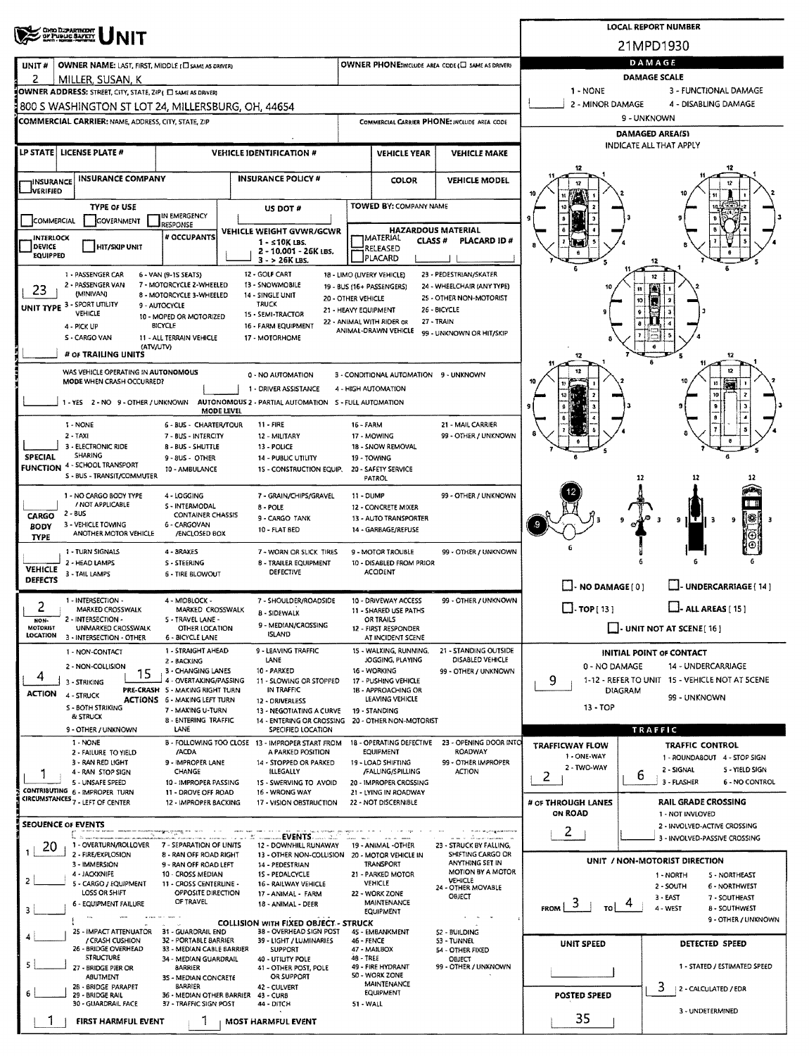# UNIT

**LOCAL REPORT NUMBER:** 21MPD1930

| UNIT # | OWNER NAME: LAST, FIRST, MIDDLE (☐ SAME AS DRIVER) | OWNER PHONE: INCLUDE AREA CODE (☐ SAME AS DRIVER) |
|---|---|---|
| 2 | MILLER, SUSAN, K | |

**OWNER ADDRESS:** STREET, CITY, STATE, ZIP (☐ SAME AS DRIVER)
800 S WASHINGTON ST LOT 24, MILLERSBURG, OH, 44654

**COMMERCIAL CARRIER:** NAME, ADDRESS, CITY, STATE, ZIP | **COMMERCIAL CARRIER PHONE:** INCLUDE AREA CODE

| LP STATE | LICENSE PLATE # | VEHICLE IDENTIFICATION # | VEHICLE YEAR | VEHICLE MAKE |
|---|---|---|---|---|
| | | | | |

| INSURANCE VERIFIED | INSURANCE COMPANY | INSURANCE POLICY # | COLOR | VEHICLE MODEL |
|---|---|---|---|---|
| ☐ | | | | |

**TYPE OF USE:** ☐ COMMERCIAL ☐ GOVERNMENT ☐ IN EMERGENCY RESPONSE

**US DOT #:**

**TOWED BY:** COMPANY NAME

☐ INTERLOCK DEVICE EQUIPPED ☐ HIT/SKIP UNIT

**# OCCUPANTS:**

**VEHICLE WEIGHT GVWR/GCWR:** 1 - ≤10K LBS. 2 - 10.001 - 26K LBS. 3 - > 26K LBS.

**HAZARDOUS MATERIAL:** ☐ MATERIAL RELEASED ☐ PLACARD | CLASS # | PLACARD ID #

**UNIT TYPE:** 23
1 - PASSENGER CAR, 2 - PASSENGER VAN (MINIVAN), 3 - SPORT UTILITY VEHICLE, 4 - PICK UP, 5 - CARGO VAN, 6 - VAN (9-15 SEATS), 7 - MOTORCYCLE 2-WHEELED, 8 - MOTORCYCLE 3-WHEELED, 9 - AUTOCYCLE, 10 - MOPED OR MOTORIZED BICYCLE, 11 - ALL TERRAIN VEHICLE (ATV/UTV), 12 - GOLF CART, 13 - SNOWMOBILE, 14 - SINGLE UNIT TRUCK, 15 - SEMI-TRACTOR, 16 - FARM EQUIPMENT, 17 - MOTORHOME, 18 - LIMO (LIVERY VEHICLE), 19 - BUS (16+ PASSENGERS), 20 - OTHER VEHICLE, 21 - HEAVY EQUIPMENT, 22 - ANIMAL WITH RIDER OR ANIMAL-DRAWN VEHICLE, 23 - PEDESTRIAN/SKATER, 24 - WHEELCHAIR (ANY TYPE), 25 - OTHER NON-MOTORIST, 26 - BICYCLE, 27 - TRAIN, 99 - UNKNOWN OR HIT/SKIP

**# OF TRAILING UNITS:**

**WAS VEHICLE OPERATING IN AUTONOMOUS MODE WHEN CRASH OCCURRED?** 1 - YES 2 - NO 9 - OTHER / UNKNOWN

**AUTONOMOUS MODE LEVEL:** 0 - NO AUTOMATION, 1 - DRIVER ASSISTANCE, 2 - PARTIAL AUTOMATION, 3 - CONDITIONAL AUTOMATION, 4 - HIGH AUTOMATION, 5 - FULL AUTOMATION, 9 - UNKNOWN

**SPECIAL FUNCTION:**
1 - NONE, 2 - TAXI, 3 - ELECTRONIC RIDE SHARING, 4 - SCHOOL TRANSPORT, 5 - BUS - TRANSIT/COMMUTER, 6 - BUS - CHARTER/TOUR, 7 - BUS - INTERCITY, 8 - BUS - SHUTTLE, 9 - BUS - OTHER, 10 - AMBULANCE, 11 - FIRE, 12 - MILITARY, 13 - POLICE, 14 - PUBLIC UTILITY, 15 - CONSTRUCTION EQUIP., 16 - FARM, 17 - MOWING, 18 - SNOW REMOVAL, 19 - TOWING, 20 - SAFETY SERVICE PATROL, 21 - MAIL CARRIER, 99 - OTHER / UNKNOWN

**CARGO BODY TYPE:**
1 - NO CARGO BODY TYPE / NOT APPLICABLE, 2 - BUS, 3 - VEHICLE TOWING ANOTHER MOTOR VEHICLE, 4 - LOGGING, 5 - INTERMODAL CONTAINER CHASSIS, 6 - CARGOVAN /ENCLOSED BOX, 7 - GRAIN/CHIPS/GRAVEL, 8 - POLE, 9 - CARGO TANK, 10 - FLAT BED, 11 - DUMP, 12 - CONCRETE MIXER, 13 - AUTO TRANSPORTER, 14 - GARBAGE/REFUSE, 99 - OTHER / UNKNOWN

**VEHICLE DEFECTS:**
1 - TURN SIGNALS, 2 - HEAD LAMPS, 3 - TAIL LAMPS, 4 - BRAKES, 5 - STEERING, 6 - TIRE BLOWOUT, 7 - WORN OR SLICK TIRES, 8 - TRAILER EQUIPMENT DEFECTIVE, 9 - MOTOR TROUBLE, 10 - DISABLED FROM PRIOR ACCIDENT, 99 - OTHER / UNKNOWN

**NON-MOTORIST LOCATION:** 2
1 - INTERSECTION - MARKED CROSSWALK, 2 - INTERSECTION - UNMARKED CROSSWALK, 3 - INTERSECTION - OTHER, 4 - MIDBLOCK - MARKED CROSSWALK, 5 - TRAVEL LANE - OTHER LOCATION, 6 - BICYCLE LANE, 7 - SHOULDER/ROADSIDE, 8 - SIDEWALK, 9 - MEDIAN/CROSSING ISLAND, 10 - DRIVEWAY ACCESS, 11 - SHARED USE PATHS OR TRAILS, 12 - FIRST RESPONDER AT INCIDENT SCENE, 99 - OTHER / UNKNOWN

**ACTION:** 4
1 - NON-CONTACT, 2 - NON-COLLISION, 3 - STRIKING, 4 - STRUCK, 5 - BOTH STRIKING & STRUCK, 9 - OTHER / UNKNOWN

**PRE-CRASH ACTIONS:** 15
1 - STRAIGHT AHEAD, 2 - BACKING, 3 - CHANGING LANES, 4 - OVERTAKING/PASSING, 5 - MAKING RIGHT TURN, 6 - MAKING LEFT TURN, 7 - MAKING U-TURN, 8 - ENTERING TRAFFIC LANE, 9 - LEAVING TRAFFIC LANE, 10 - PARKED, 11 - SLOWING OR STOPPED IN TRAFFIC, 12 - DRIVERLESS, 13 - NEGOTIATING A CURVE, 14 - ENTERING OR CROSSING SPECIFIED LOCATION, 15 - WALKING, RUNNING, JOGGING, PLAYING, 16 - WORKING, 17 - PUSHING VEHICLE, 18 - APPROACHING OR LEAVING VEHICLE, 19 - STANDING, 20 - OTHER NON-MOTORIST, 21 - STANDING OUTSIDE DISABLED VEHICLE, 99 - OTHER / UNKNOWN

**CONTRIBUTING CIRCUMSTANCES:** 1
1 - NONE, 2 - FAILURE TO YIELD, 3 - RAN RED LIGHT, 4 - RAN STOP SIGN, 5 - UNSAFE SPEED, 6 - IMPROPER TURN, 7 - LEFT OF CENTER, 8 - FOLLOWING TOO CLOSE /ACDA, 9 - IMPROPER LANE CHANGE, 10 - IMPROPER PASSING, 11 - DROVE OFF ROAD, 12 - IMPROPER BACKING, 13 - IMPROPER START FROM A PARKED POSITION, 14 - STOPPED OR PARKED ILLEGALLY, 15 - SWERVING TO AVOID, 16 - WRONG WAY, 17 - VISION OBSTRUCTION, 18 - OPERATING DEFECTIVE EQUIPMENT, 19 - LOAD SHIFTING /FALLING/SPILLING, 20 - IMPROPER CROSSING, 21 - LYING IN ROADWAY, 22 - NOT DISCERNIBLE, 23 - OPENING DOOR INTO ROADWAY, 99 - OTHER IMPROPER ACTION

**SEQUENCE OF EVENTS:** 1: 20, 2: , 3: , 4: , 5: , 6:

**EVENTS:**
1 - OVERTURN/ROLLOVER, 2 - FIRE/EXPLOSION, 3 - IMMERSION, 4 - JACKKNIFE, 5 - CARGO / EQUIPMENT LOSS OR SHIFT, 6 - EQUIPMENT FAILURE, 7 - SEPARATION OF UNITS, 8 - RAN OFF ROAD RIGHT, 9 - RAN OFF ROAD LEFT, 10 - CROSS MEDIAN, 11 - CROSS CENTERLINE - OPPOSITE DIRECTION OF TRAVEL, 12 - DOWNHILL RUNAWAY, 13 - OTHER NON-COLLISION, 14 - PEDESTRIAN, 15 - PEDALCYCLE, 16 - RAILWAY VEHICLE, 17 - ANIMAL - FARM, 18 - ANIMAL - DEER, 19 - ANIMAL -OTHER, 20 - MOTOR VEHICLE IN TRANSPORT, 21 - PARKED MOTOR VEHICLE, 22 - WORK ZONE MAINTENANCE EQUIPMENT, 23 - STRUCK BY FALLING, SHIFTING CARGO OR ANYTHING SET IN MOTION BY A MOTOR VEHICLE, 24 - OTHER MOVABLE OBJECT

**COLLISION WITH FIXED OBJECT - STRUCK:**
25 - IMPACT ATTENUATOR / CRASH CUSHION, 26 - BRIDGE OVERHEAD STRUCTURE, 27 - BRIDGE PIER OR ABUTMENT, 28 - BRIDGE PARAPET, 29 - BRIDGE RAIL, 30 - GUARDRAIL FACE, 31 - GUARDRAIL END, 32 - PORTABLE BARRIER, 33 - MEDIAN CABLE BARRIER, 34 - MEDIAN GUARDRAIL BARRIER, 35 - MEDIAN CONCRETE BARRIER, 36 - MEDIAN OTHER BARRIER, 37 - TRAFFIC SIGN POST, 38 - OVERHEAD SIGN POST, 39 - LIGHT / LUMINARIES SUPPORT, 40 - UTILITY POLE, 41 - OTHER POST, POLE OR SUPPORT, 42 - CULVERT, 43 - CURB, 44 - DITCH, 45 - EMBANKMENT, 46 - FENCE, 47 - MAILBOX, 48 - TREE, 49 - FIRE HYDRANT, 50 - WORK ZONE MAINTENANCE EQUIPMENT, 51 - WALL, 52 - BUILDING, 53 - TUNNEL, 54 - OTHER FIXED OBJECT, 99 - OTHER / UNKNOWN

**FIRST HARMFUL EVENT:** 1 | **MOST HARMFUL EVENT:** 1

## DAMAGE

**DAMAGE SCALE:** 1 - NONE, 2 - MINOR DAMAGE, 3 - FUNCTIONAL DAMAGE, 4 - DISABLING DAMAGE, 9 - UNKNOWN

**DAMAGED AREA(S)** — INDICATE ALL THAT APPLY

☐ - NO DAMAGE [ 0 ] ☐ - UNDERCARRIAGE [ 14 ] ☐ - TOP [ 13 ] ☐ - ALL AREAS [ 15 ] ☐ - UNIT NOT AT SCENE [ 16 ]

**INITIAL POINT OF CONTACT:** 9
0 - NO DAMAGE, 1-12 - REFER TO UNIT DIAGRAM, 13 - TOP, 14 - UNDERCARRIAGE, 15 - VEHICLE NOT AT SCENE, 99 - UNKNOWN

## TRAFFIC

**TRAFFICWAY FLOW:** 2 (1 - ONE-WAY, 2 - TWO-WAY)

**TRAFFIC CONTROL:** 6 (1 - ROUNDABOUT, 2 - SIGNAL, 3 - FLASHER, 4 - STOP SIGN, 5 - YIELD SIGN, 6 - NO CONTROL)

**# OF THROUGH LANES ON ROAD:** 2

**RAIL GRADE CROSSING:** 1 - NOT INVOLVED, 2 - INVOLVED-ACTIVE CROSSING, 3 - INVOLVED-PASSIVE CROSSING

**UNIT / NON-MOTORIST DIRECTION:** FROM 3 TO 4
1 - NORTH, 2 - SOUTH, 3 - EAST, 4 - WEST, 5 - NORTHEAST, 6 - NORTHWEST, 7 - SOUTHEAST, 8 - SOUTHWEST, 9 - OTHER / UNKNOWN

**UNIT SPEED:**

**DETECTED SPEED:** 3 (1 - STATED / ESTIMATED SPEED, 2 - CALCULATED / EDR, 3 - UNDETERMINED)

**POSTED SPEED:** 35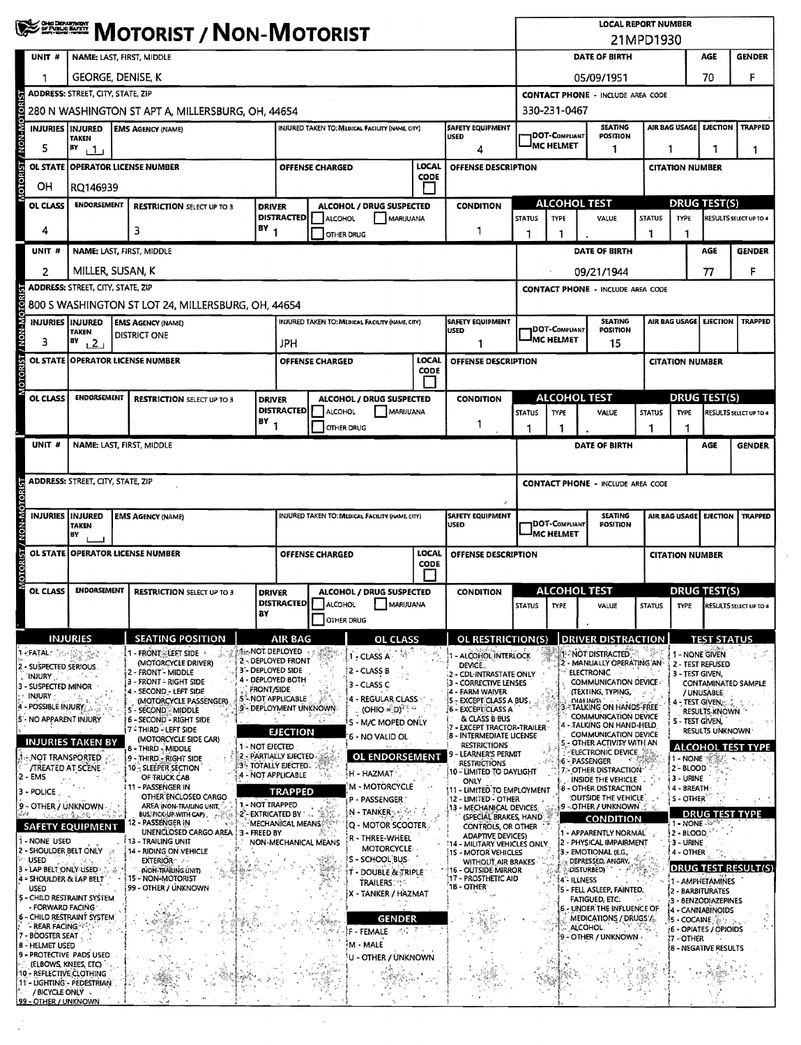# MOTORIST / NON-MOTORIST

**LOCAL REPORT NUMBER:** 21MPD1930

## Unit 1

| UNIT # | NAME: LAST, FIRST, MIDDLE | DATE OF BIRTH | AGE | GENDER |
|---|---|---|---|---|
| 1 | GEORGE, DENISE, K | 05/09/1951 | 70 | F |

| ADDRESS: STREET, CITY, STATE, ZIP | CONTACT PHONE - INCLUDE AREA CODE |
|---|---|
| 280 N WASHINGTON ST APT A, MILLERSBURG, OH, 44654 | 330-231-0467 |

| INJURIES | INJURED TAKEN BY | EMS AGENCY (NAME) | INJURED TAKEN TO: MEDICAL FACILITY (NAME, CITY) | SAFETY EQUIPMENT USED | DOT-COMPLIANT MC HELMET | SEATING POSITION | AIR BAG USAGE | EJECTION | TRAPPED |
|---|---|---|---|---|---|---|---|---|---|
| 5 | 1 | | | 4 | | 1 | 1 | 1 | 1 |

| OL STATE | OPERATOR LICENSE NUMBER | OFFENSE CHARGED | LOCAL CODE | OFFENSE DESCRIPTION | CITATION NUMBER |
|---|---|---|---|---|---|
| OH | RQ146939 | | | | |

| OL CLASS | ENDORSEMENT | RESTRICTION SELECT UP TO 3 | DRIVER DISTRACTED BY | ALCOHOL / DRUG SUSPECTED | CONDITION | ALCOHOL TEST STATUS | ALCOHOL TEST TYPE | ALCOHOL TEST VALUE | DRUG TEST STATUS | DRUG TEST TYPE | DRUG TEST RESULTS SELECT UP TO 4 |
|---|---|---|---|---|---|---|---|---|---|---|---|
| 4 | | 3 | 1 | ☐ ALCOHOL ☐ MARIJUANA ☐ OTHER DRUG | 1 | 1 | 1 | . | 1 | 1 | |

## Unit 2

| UNIT # | NAME: LAST, FIRST, MIDDLE | DATE OF BIRTH | AGE | GENDER |
|---|---|---|---|---|
| 2 | MILLER, SUSAN, K | 09/21/1944 | 77 | F |

| ADDRESS: STREET, CITY, STATE, ZIP | CONTACT PHONE - INCLUDE AREA CODE |
|---|---|
| 800 S WASHINGTON ST LOT 24, MILLERSBURG, OH, 44654 | |

| INJURIES | INJURED TAKEN BY | EMS AGENCY (NAME) | INJURED TAKEN TO: MEDICAL FACILITY (NAME, CITY) | SAFETY EQUIPMENT USED | DOT-COMPLIANT MC HELMET | SEATING POSITION | AIR BAG USAGE | EJECTION | TRAPPED |
|---|---|---|---|---|---|---|---|---|---|
| 3 | 2 | DISTRICT ONE | JPH | 1 | | 15 | | | |

| OL STATE | OPERATOR LICENSE NUMBER | OFFENSE CHARGED | LOCAL CODE | OFFENSE DESCRIPTION | CITATION NUMBER |
|---|---|---|---|---|---|
| | | | | | |

| OL CLASS | ENDORSEMENT | RESTRICTION SELECT UP TO 3 | DRIVER DISTRACTED BY | ALCOHOL / DRUG SUSPECTED | CONDITION | ALCOHOL TEST STATUS | ALCOHOL TEST TYPE | ALCOHOL TEST VALUE | DRUG TEST STATUS | DRUG TEST TYPE | DRUG TEST RESULTS SELECT UP TO 4 |
|---|---|---|---|---|---|---|---|---|---|---|---|
| | | | 1 | ☐ ALCOHOL ☐ MARIJUANA ☐ OTHER DRUG | 1 | 1 | 1 | . | 1 | 1 | |

## Unit (blank)

| UNIT # | NAME: LAST, FIRST, MIDDLE | DATE OF BIRTH | AGE | GENDER |
|---|---|---|---|---|
| | | | | |

| ADDRESS: STREET, CITY, STATE, ZIP | CONTACT PHONE - INCLUDE AREA CODE |
|---|---|
| | |

| INJURIES | INJURED TAKEN BY | EMS AGENCY (NAME) | INJURED TAKEN TO: MEDICAL FACILITY (NAME, CITY) | SAFETY EQUIPMENT USED | DOT-COMPLIANT MC HELMET | SEATING POSITION | AIR BAG USAGE | EJECTION | TRAPPED |
|---|---|---|---|---|---|---|---|---|---|
| | | | | | | | | | |

| OL STATE | OPERATOR LICENSE NUMBER | OFFENSE CHARGED | LOCAL CODE | OFFENSE DESCRIPTION | CITATION NUMBER |
|---|---|---|---|---|---|
| | | | | | |

| OL CLASS | ENDORSEMENT | RESTRICTION SELECT UP TO 3 | DRIVER DISTRACTED BY | ALCOHOL / DRUG SUSPECTED | CONDITION | ALCOHOL TEST STATUS | ALCOHOL TEST TYPE | ALCOHOL TEST VALUE | DRUG TEST STATUS | DRUG TEST TYPE | DRUG TEST RESULTS SELECT UP TO 4 |
|---|---|---|---|---|---|---|---|---|---|---|---|
| | | | | ☐ ALCOHOL ☐ MARIJUANA ☐ OTHER DRUG | | | | . | | | |

## Code Legend

**INJURIES**
1 - FATAL
2 - SUSPECTED SERIOUS INJURY
3 - SUSPECTED MINOR INJURY
4 - POSSIBLE INJURY
5 - NO APPARENT INJURY

**INJURIES TAKEN BY**
1 - NOT TRANSPORTED /TREATED AT SCENE
2 - EMS
3 - POLICE
9 - OTHER / UNKNOWN

**SAFETY EQUIPMENT**
1 - NONE USED
2 - SHOULDER BELT ONLY USED
3 - LAP BELT ONLY USED
4 - SHOULDER & LAP BELT USED
5 - CHILD RESTRAINT SYSTEM - FORWARD FACING
6 - CHILD RESTRAINT SYSTEM - REAR FACING
7 - BOOSTER SEAT
8 - HELMET USED
9 - PROTECTIVE PADS USED (ELBOWS, KNEES, ETC)
10 - REFLECTIVE CLOTHING
11 - LIGHTING - PEDESTRIAN / BICYCLE ONLY
99 - OTHER / UNKNOWN

**SEATING POSITION**
1 - FRONT - LEFT SIDE (MOTORCYCLE DRIVER)
2 - FRONT - MIDDLE
3 - FRONT - RIGHT SIDE
4 - SECOND - LEFT SIDE (MOTORCYCLE PASSENGER)
5 - SECOND - MIDDLE
6 - SECOND - RIGHT SIDE
7 - THIRD - LEFT SIDE (MOTORCYCLE SIDE CAR)
8 - THIRD - MIDDLE
9 - THIRD - RIGHT SIDE
10 - SLEEPER SECTION OF TRUCK CAB
11 - PASSENGER IN OTHER ENCLOSED CARGO AREA (NON-TRAILING UNIT, BUS, PICK-UP WITH CAP)
12 - PASSENGER IN UNENCLOSED CARGO AREA
13 - TRAILING UNIT
14 - RIDING ON VEHICLE EXTERIOR (NON-TRAILING UNIT)
15 - NON-MOTORIST
99 - OTHER / UNKNOWN

**AIR BAG**
1 - NOT DEPLOYED
2 - DEPLOYED FRONT
3 - DEPLOYED SIDE
4 - DEPLOYED BOTH FRONT/SIDE
5 - NOT APPLICABLE
9 - DEPLOYMENT UNKNOWN

**EJECTION**
1 - NOT EJECTED
2 - PARTIALLY EJECTED
3 - TOTALLY EJECTED
4 - NOT APPLICABLE

**TRAPPED**
1 - NOT TRAPPED
2 - EXTRICATED BY MECHANICAL MEANS
3 - FREED BY NON-MECHANICAL MEANS

**OL CLASS**
1 - CLASS A
2 - CLASS B
3 - CLASS C
4 - REGULAR CLASS (OHIO = D)
5 - M/C MOPED ONLY
6 - NO VALID OL

**OL ENDORSEMENT**
H - HAZMAT
M - MOTORCYCLE
P - PASSENGER
N - TANKER
Q - MOTOR SCOOTER
R - THREE-WHEEL MOTORCYCLE
S - SCHOOL BUS
T - DOUBLE & TRIPLE TRAILERS
X - TANKER / HAZMAT

**GENDER**
F - FEMALE
M - MALE
U - OTHER / UNKNOWN

**OL RESTRICTION(S)**
1 - ALCOHOL INTERLOCK DEVICE
2 - CDL INTRASTATE ONLY
3 - CORRECTIVE LENSES
4 - FARM WAIVER
5 - EXCEPT CLASS A BUS
6 - EXCEPT CLASS A & CLASS B BUS
7 - EXCEPT TRACTOR-TRAILER
8 - INTERMEDIATE LICENSE RESTRICTIONS
9 - LEARNER'S PERMIT RESTRICTIONS
10 - LIMITED TO DAYLIGHT ONLY
11 - LIMITED TO EMPLOYMENT
12 - LIMITED - OTHER
13 - MECHANICAL DEVICES (SPECIAL BRAKES, HAND CONTROLS, OR OTHER ADAPTIVE DEVICES)
14 - MILITARY VEHICLES ONLY
15 - MOTOR VEHICLES WITHOUT AIR BRAKES
16 - OUTSIDE MIRROR
17 - PROSTHETIC AID
18 - OTHER

**DRIVER DISTRACTION**
1 - NOT DISTRACTED
2 - MANUALLY OPERATING AN ELECTRONIC COMMUNICATION DEVICE (TEXTING, TYPING, DIALING)
3 - TALKING ON HANDS-FREE COMMUNICATION DEVICE
4 - TALKING ON HAND-HELD COMMUNICATION DEVICE
5 - OTHER ACTIVITY WITH AN ELECTRONIC DEVICE
6 - PASSENGER
7 - OTHER DISTRACTION INSIDE THE VEHICLE
8 - OTHER DISTRACTION OUTSIDE THE VEHICLE
9 - OTHER / UNKNOWN

**CONDITION**
1 - APPARENTLY NORMAL
2 - PHYSICAL IMPAIRMENT
3 - EMOTIONAL (E.G., DEPRESSED, ANGRY, DISTURBED)
4 - ILLNESS
5 - FELL ASLEEP, FAINTED, FATIGUED, ETC.
6 - UNDER THE INFLUENCE OF MEDICATIONS / DRUGS / ALCOHOL
9 - OTHER / UNKNOWN

**TEST STATUS**
1 - NONE GIVEN
2 - TEST REFUSED
3 - TEST GIVEN, CONTAMINATED SAMPLE / UNUSABLE
4 - TEST GIVEN, RESULTS KNOWN
5 - TEST GIVEN, RESULTS UNKNOWN

**ALCOHOL TEST TYPE**
1 - NONE
2 - BLOOD
3 - URINE
4 - BREATH
5 - OTHER

**DRUG TEST TYPE**
1 - NONE
2 - BLOOD
3 - URINE
4 - OTHER

**DRUG TEST RESULT(S)**
1 - AMPHETAMINES
2 - BARBITURATES
3 - BENZODIAZEPINES
4 - CANNABINOIDS
5 - COCAINE
6 - OPIATES / OPIOIDS
7 - OTHER
8 - NEGATIVE RESULTS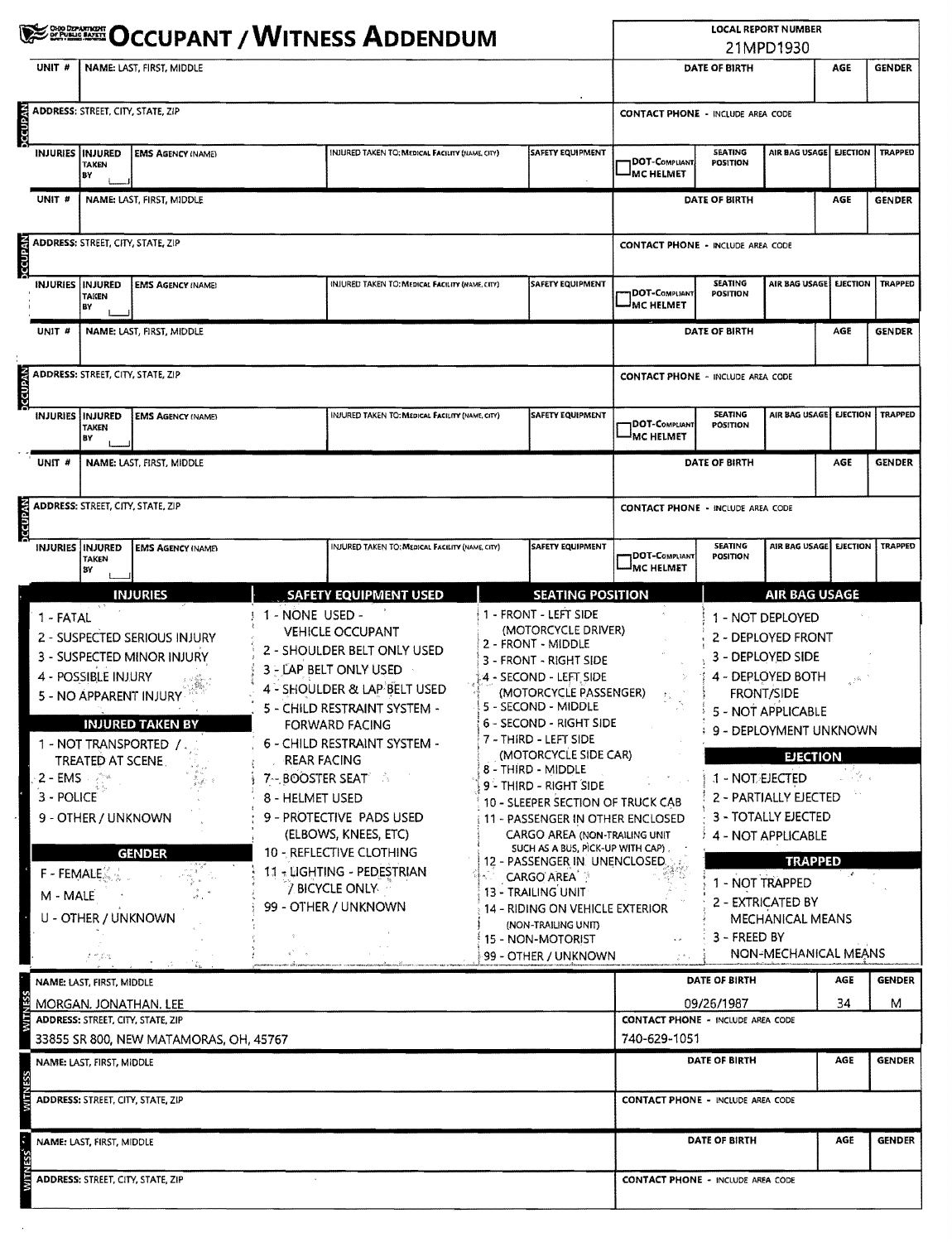# OCCUPANT / WITNESS ADDENDUM

Ohio Department of Public Safety

| LOCAL REPORT NUMBER |
| --- |
| 21MPD1930 |

## OCCUPANT

| UNIT # | NAME: LAST, FIRST, MIDDLE | DATE OF BIRTH | AGE | GENDER |
| --- | --- | --- | --- | --- |
| | | | | |

| ADDRESS: STREET, CITY, STATE, ZIP | CONTACT PHONE - INCLUDE AREA CODE |
| --- | --- |
| | |

| INJURIES | INJURED TAKEN BY | EMS AGENCY (NAME) | INJURED TAKEN TO: MEDICAL FACILITY (NAME, CITY) | SAFETY EQUIPMENT | DOT-COMPLIANT MC HELMET | SEATING POSITION | AIR BAG USAGE | EJECTION | TRAPPED |
| --- | --- | --- | --- | --- | --- | --- | --- | --- | --- |
| | | | | | | | | | |

## OCCUPANT

| UNIT # | NAME: LAST, FIRST, MIDDLE | DATE OF BIRTH | AGE | GENDER |
| --- | --- | --- | --- | --- |
| | | | | |

| ADDRESS: STREET, CITY, STATE, ZIP | CONTACT PHONE - INCLUDE AREA CODE |
| --- | --- |
| | |

| INJURIES | INJURED TAKEN BY | EMS AGENCY (NAME) | INJURED TAKEN TO: MEDICAL FACILITY (NAME, CITY) | SAFETY EQUIPMENT | DOT-COMPLIANT MC HELMET | SEATING POSITION | AIR BAG USAGE | EJECTION | TRAPPED |
| --- | --- | --- | --- | --- | --- | --- | --- | --- | --- |
| | | | | | | | | | |

## OCCUPANT

| UNIT # | NAME: LAST, FIRST, MIDDLE | DATE OF BIRTH | AGE | GENDER |
| --- | --- | --- | --- | --- |
| | | | | |

| ADDRESS: STREET, CITY, STATE, ZIP | CONTACT PHONE - INCLUDE AREA CODE |
| --- | --- |
| | |

| INJURIES | INJURED TAKEN BY | EMS AGENCY (NAME) | INJURED TAKEN TO: MEDICAL FACILITY (NAME, CITY) | SAFETY EQUIPMENT | DOT-COMPLIANT MC HELMET | SEATING POSITION | AIR BAG USAGE | EJECTION | TRAPPED |
| --- | --- | --- | --- | --- | --- | --- | --- | --- | --- |
| | | | | | | | | | |

## OCCUPANT

| UNIT # | NAME: LAST, FIRST, MIDDLE | DATE OF BIRTH | AGE | GENDER |
| --- | --- | --- | --- | --- |
| | | | | |

| ADDRESS: STREET, CITY, STATE, ZIP | CONTACT PHONE - INCLUDE AREA CODE |
| --- | --- |
| | |

| INJURIES | INJURED TAKEN BY | EMS AGENCY (NAME) | INJURED TAKEN TO: MEDICAL FACILITY (NAME, CITY) | SAFETY EQUIPMENT | DOT-COMPLIANT MC HELMET | SEATING POSITION | AIR BAG USAGE | EJECTION | TRAPPED |
| --- | --- | --- | --- | --- | --- | --- | --- | --- | --- |
| | | | | | | | | | |

### INJURIES
1 - FATAL
2 - SUSPECTED SERIOUS INJURY
3 - SUSPECTED MINOR INJURY
4 - POSSIBLE INJURY
5 - NO APPARENT INJURY

### INJURED TAKEN BY
1 - NOT TRANSPORTED / TREATED AT SCENE
2 - EMS
3 - POLICE
9 - OTHER / UNKNOWN

### GENDER
F - FEMALE
M - MALE
U - OTHER / UNKNOWN

### SAFETY EQUIPMENT USED
1 - NONE USED - VEHICLE OCCUPANT
2 - SHOULDER BELT ONLY USED
3 - LAP BELT ONLY USED
4 - SHOULDER & LAP BELT USED
5 - CHILD RESTRAINT SYSTEM - FORWARD FACING
6 - CHILD RESTRAINT SYSTEM - REAR FACING
7 - BOOSTER SEAT
8 - HELMET USED
9 - PROTECTIVE PADS USED (ELBOWS, KNEES, ETC)
10 - REFLECTIVE CLOTHING
11 - LIGHTING - PEDESTRIAN / BICYCLE ONLY
99 - OTHER / UNKNOWN

### SEATING POSITION
1 - FRONT - LEFT SIDE (MOTORCYCLE DRIVER)
2 - FRONT - MIDDLE
3 - FRONT - RIGHT SIDE
4 - SECOND - LEFT SIDE (MOTORCYCLE PASSENGER)
5 - SECOND - MIDDLE
6 - SECOND - RIGHT SIDE
7 - THIRD - LEFT SIDE (MOTORCYCLE SIDE CAR)
8 - THIRD - MIDDLE
9 - THIRD - RIGHT SIDE
10 - SLEEPER SECTION OF TRUCK CAB
11 - PASSENGER IN OTHER ENCLOSED CARGO AREA (NON-TRAILING UNIT SUCH AS A BUS, PICK-UP WITH CAP)
12 - PASSENGER IN UNENCLOSED CARGO AREA
13 - TRAILING UNIT
14 - RIDING ON VEHICLE EXTERIOR (NON-TRAILING UNIT)
15 - NON-MOTORIST
99 - OTHER / UNKNOWN

### AIR BAG USAGE
1 - NOT DEPLOYED
2 - DEPLOYED FRONT
3 - DEPLOYED SIDE
4 - DEPLOYED BOTH FRONT/SIDE
5 - NOT APPLICABLE
9 - DEPLOYMENT UNKNOWN

### EJECTION
1 - NOT EJECTED
2 - PARTIALLY EJECTED
3 - TOTALLY EJECTED
4 - NOT APPLICABLE

### TRAPPED
1 - NOT TRAPPED
2 - EXTRICATED BY MECHANICAL MEANS
3 - FREED BY NON-MECHANICAL MEANS

## WITNESS

| NAME: LAST, FIRST, MIDDLE | DATE OF BIRTH | AGE | GENDER |
| --- | --- | --- | --- |
| MORGAN, JONATHAN, LEE | 09/26/1987 | 34 | M |

| ADDRESS: STREET, CITY, STATE, ZIP | CONTACT PHONE - INCLUDE AREA CODE |
| --- | --- |
| 33855 SR 800, NEW MATAMORAS, OH, 45767 | 740-629-1051 |

## WITNESS

| NAME: LAST, FIRST, MIDDLE | DATE OF BIRTH | AGE | GENDER |
| --- | --- | --- | --- |
| | | | |

| ADDRESS: STREET, CITY, STATE, ZIP | CONTACT PHONE - INCLUDE AREA CODE |
| --- | --- |
| | |

## WITNESS

| NAME: LAST, FIRST, MIDDLE | DATE OF BIRTH | AGE | GENDER |
| --- | --- | --- | --- |
| | | | |

| ADDRESS: STREET, CITY, STATE, ZIP | CONTACT PHONE - INCLUDE AREA CODE |
| --- | --- |
| | |